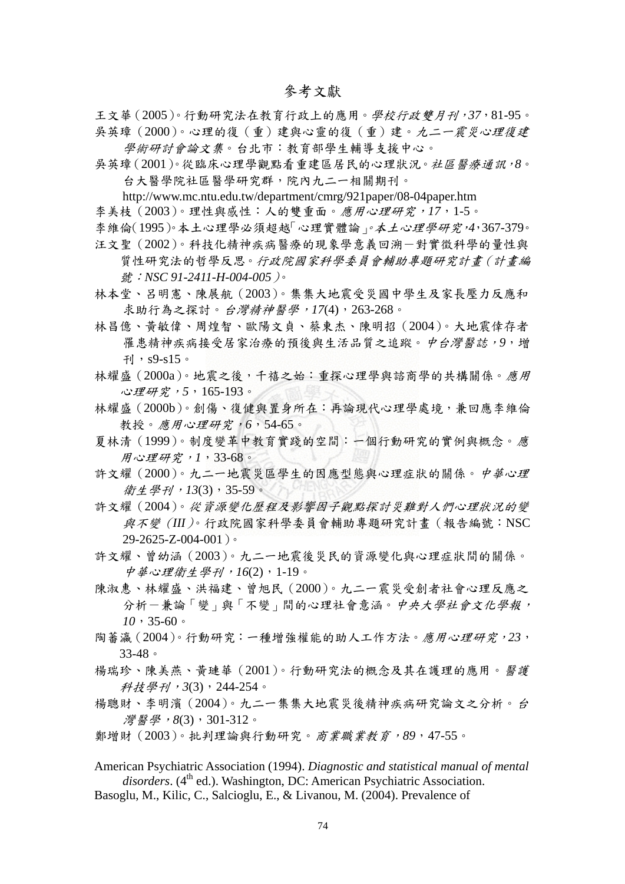# 參考文獻

王文華（2005）。行動研究法在教育行政上的應用。*學校行政雙月刊，37*，81-95。

吳英璋（2000）。心理的復（重）建與心靈的復（重）建。*九二一震災心理復建學術研討會論文集*。台北市：教育部學生輔導支援中心。

吳英璋（2001）。從臨床心理學觀點看重建區居民的心理狀況。*社區醫療通訊，8*。台大醫學院社區醫學研究群，院內九二一相關期刊。http://www.mc.ntu.edu.tw/department/cmrg/921paper/08-04paper.htm

李美枝（2003）。理性與感性：人的雙重面。*應用心理研究，17*，1-5。

李維倫（1995）。本土心理學必須超越「心理實體論」。*本土心理學研究，4*，367-379。

汪文聖（2002）。科技化精神疾病醫療的現象學意義回溯－對實徵科學的量性與質性研究法的哲學反思。*行政院國家科學委員會輔助專題研究計畫（計畫編號：NSC 91-2411-H-004-005）*。

林本堂、呂明憲、陳展航（2003）。集集大地震受災國中學生及家長壓力反應和求助行為之探討。*台灣精神醫學，17*(4)，263-268。

林昌億、黃敏偉、周煌智、歐陽文貞、蔡東杰、陳明招（2004）。大地震倖存者罹患精神疾病接受居家治療的預後與生活品質之追蹤。*中台灣醫誌，9*，增刊，s9-s15。

林耀盛（2000a）。地震之後，千禧之始：重探心理學與諮商學的共構關係。*應用心理研究，5*，165-193。

林耀盛（2000b）。創傷、復健與置身所在：再論現代心理學處境，兼回應李維倫教授。*應用心理研究，6*，54-65。

夏林清（1999）。制度變革中教育實踐的空間：一個行動研究的實例與概念。*應用心理研究，1*，33-68。

許文耀（2000）。九二一地震災區學生的因應型態與心理症狀的關係。*中華心理衛生學刊，13*(3)，35-59。

許文耀（2004）。*從資源變化歷程及影響因子觀點探討災難對人們心理狀況的變與不變（III）*。行政院國家科學委員會輔助專題研究計畫（報告編號：NSC 29-2625-Z-004-001）。

許文耀、曾幼涵（2003）。九二一地震後災民的資源變化與心理症狀間的關係。*中華心理衛生學刊，16*(2)，1-19。

陳淑惠、林耀盛、洪福建、曾旭民（2000）。九二一震災受創者社會心理反應之分析－兼論「變」與「不變」間的心理社會意涵。*中央大學社會文化學報，10*，35-60。

陶蕃瀛（2004）。行動研究：一種增強權能的助人工作方法。*應用心理研究，23*，33-48。

楊瑞珍、陳美燕、黃璉華（2001）。行動研究法的概念及其在護理的應用。*醫護科技學刊，3*(3)，244-254。

楊聰財、李明濱（2004）。九二一集集大地震災後精神疾病研究論文之分析。*台灣醫學，8*(3)，301-312。

鄭增財（2003）。批判理論與行動研究。*商業職業教育，89*，47-55。

American Psychiatric Association (1994). *Diagnostic and statistical manual of mental disorders*. (4th ed.). Washington, DC: American Psychiatric Association.

Basoglu, M., Kilic, C., Salcioglu, E., & Livanou, M. (2004). Prevalence of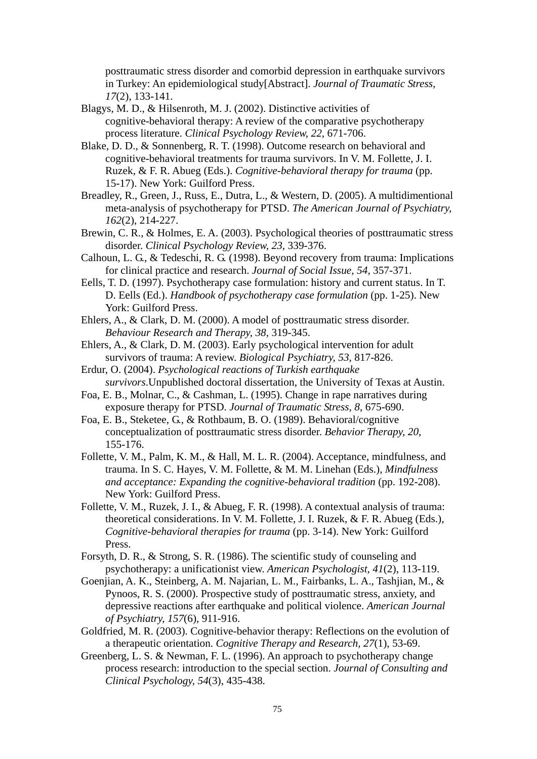posttraumatic stress disorder and comorbid depression in earthquake survivors in Turkey: An epidemiological study[Abstract]. *Journal of Traumatic Stress, 17*(2), 133-141.

Blagys, M. D., & Hilsenroth, M. J. (2002). Distinctive activities of cognitive-behavioral therapy: A review of the comparative psychotherapy process literature. *Clinical Psychology Review, 22*, 671-706.

Blake, D. D., & Sonnenberg, R. T. (1998). Outcome research on behavioral and cognitive-behavioral treatments for trauma survivors. In V. M. Follette, J. I. Ruzek, & F. R. Abueg (Eds.). *Cognitive-behavioral therapy for trauma* (pp. 15-17). New York: Guilford Press.

Breadley, R., Green, J., Russ, E., Dutra, L., & Western, D. (2005). A multidimentional meta-analysis of psychotherapy for PTSD. *The American Journal of Psychiatry, 162*(2), 214-227.

Brewin, C. R., & Holmes, E. A. (2003). Psychological theories of posttraumatic stress disorder. *Clinical Psychology Review, 23*, 339-376.

Calhoun, L. G., & Tedeschi, R. G. (1998). Beyond recovery from trauma: Implications for clinical practice and research. *Journal of Social Issue, 54*, 357-371.

Eells, T. D. (1997). Psychotherapy case formulation: history and current status. In T. D. Eells (Ed.). *Handbook of psychotherapy case formulation* (pp. 1-25). New York: Guilford Press.

Ehlers, A., & Clark, D. M. (2000). A model of posttraumatic stress disorder. *Behaviour Research and Therapy, 38*, 319-345.

Ehlers, A., & Clark, D. M. (2003). Early psychological intervention for adult survivors of trauma: A review. *Biological Psychiatry, 53*, 817-826.

Erdur, O. (2004). *Psychological reactions of Turkish earthquake survivors*.Unpublished doctoral dissertation, the University of Texas at Austin.

Foa, E. B., Molnar, C., & Cashman, L. (1995). Change in rape narratives during exposure therapy for PTSD. *Journal of Traumatic Stress, 8*, 675-690.

Foa, E. B., Steketee, G., & Rothbaum, B. O. (1989). Behavioral/cognitive conceptualization of posttraumatic stress disorder. *Behavior Therapy, 20*, 155-176.

Follette, V. M., Palm, K. M., & Hall, M. L. R. (2004). Acceptance, mindfulness, and trauma. In S. C. Hayes, V. M. Follette, & M. M. Linehan (Eds.), *Mindfulness and acceptance: Expanding the cognitive-behavioral tradition* (pp. 192-208). New York: Guilford Press.

Follette, V. M., Ruzek, J. I., & Abueg, F. R. (1998). A contextual analysis of trauma: theoretical considerations. In V. M. Follette, J. I. Ruzek, & F. R. Abueg (Eds.), *Cognitive-behavioral therapies for trauma* (pp. 3-14). New York: Guilford Press.

Forsyth, D. R., & Strong, S. R. (1986). The scientific study of counseling and psychotherapy: a unificationist view. *American Psychologist, 41*(2), 113-119.

Goenjian, A. K., Steinberg, A. M. Najarian, L. M., Fairbanks, L. A., Tashjian, M., & Pynoos, R. S. (2000). Prospective study of posttraumatic stress, anxiety, and depressive reactions after earthquake and political violence. *American Journal of Psychiatry, 157*(6), 911-916.

Goldfried, M. R. (2003). Cognitive-behavior therapy: Reflections on the evolution of a therapeutic orientation. *Cognitive Therapy and Research, 27*(1), 53-69.

Greenberg, L. S. & Newman, F. L. (1996). An approach to psychotherapy change process research: introduction to the special section. *Journal of Consulting and Clinical Psychology, 54*(3), 435-438.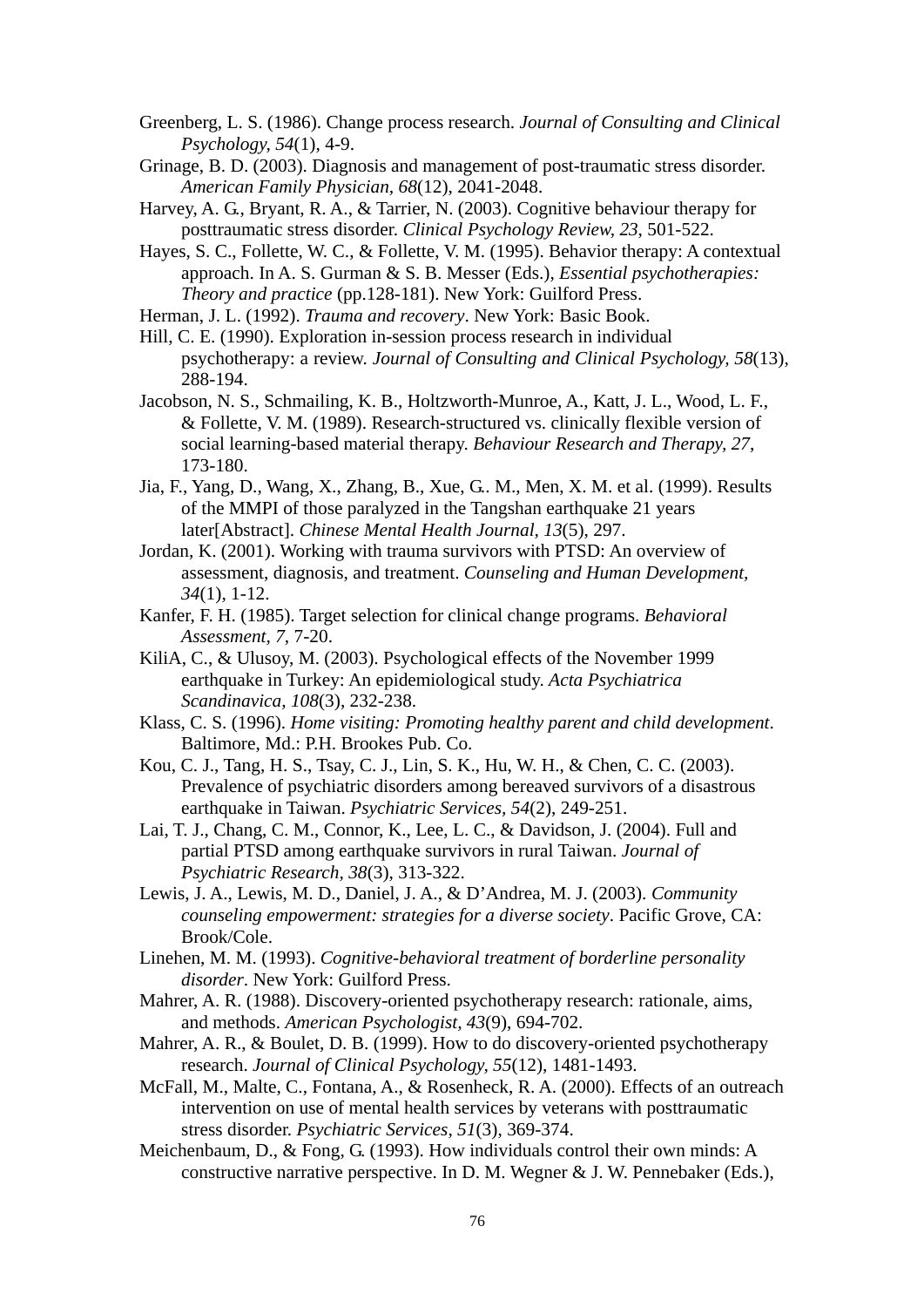Greenberg, L. S. (1986). Change process research. *Journal of Consulting and Clinical Psychology, 54*(1), 4-9.

Grinage, B. D. (2003). Diagnosis and management of post-traumatic stress disorder. *American Family Physician, 68*(12), 2041-2048.

Harvey, A. G., Bryant, R. A., & Tarrier, N. (2003). Cognitive behaviour therapy for posttraumatic stress disorder. *Clinical Psychology Review, 23*, 501-522.

Hayes, S. C., Follette, W. C., & Follette, V. M. (1995). Behavior therapy: A contextual approach. In A. S. Gurman & S. B. Messer (Eds.), *Essential psychotherapies: Theory and practice* (pp.128-181). New York: Guilford Press.

Herman, J. L. (1992). *Trauma and recovery*. New York: Basic Book.

Hill, C. E. (1990). Exploration in-session process research in individual psychotherapy: a review. *Journal of Consulting and Clinical Psychology, 58*(13), 288-194.

Jacobson, N. S., Schmailing, K. B., Holtzworth-Munroe, A., Katt, J. L., Wood, L. F., & Follette, V. M. (1989). Research-structured vs. clinically flexible version of social learning-based material therapy. *Behaviour Research and Therapy, 27*, 173-180.

Jia, F., Yang, D., Wang, X., Zhang, B., Xue, G.. M., Men, X. M. et al. (1999). Results of the MMPI of those paralyzed in the Tangshan earthquake 21 years later[Abstract]. *Chinese Mental Health Journal, 13*(5), 297.

Jordan, K. (2001). Working with trauma survivors with PTSD: An overview of assessment, diagnosis, and treatment. *Counseling and Human Development, 34*(1), 1-12.

Kanfer, F. H. (1985). Target selection for clinical change programs. *Behavioral Assessment, 7*, 7-20.

KiliA, C., & Ulusoy, M. (2003). Psychological effects of the November 1999 earthquake in Turkey: An epidemiological study. *Acta Psychiatrica Scandinavica, 108*(3), 232-238.

Klass, C. S. (1996). *Home visiting: Promoting healthy parent and child development*. Baltimore, Md.: P.H. Brookes Pub. Co.

Kou, C. J., Tang, H. S., Tsay, C. J., Lin, S. K., Hu, W. H., & Chen, C. C. (2003). Prevalence of psychiatric disorders among bereaved survivors of a disastrous earthquake in Taiwan. *Psychiatric Services, 54*(2), 249-251.

Lai, T. J., Chang, C. M., Connor, K., Lee, L. C., & Davidson, J. (2004). Full and partial PTSD among earthquake survivors in rural Taiwan. *Journal of Psychiatric Research, 38*(3), 313-322.

Lewis, J. A., Lewis, M. D., Daniel, J. A., & D'Andrea, M. J. (2003). *Community counseling empowerment: strategies for a diverse society*. Pacific Grove, CA: Brook/Cole.

Linehen, M. M. (1993). *Cognitive-behavioral treatment of borderline personality disorder*. New York: Guilford Press.

Mahrer, A. R. (1988). Discovery-oriented psychotherapy research: rationale, aims, and methods. *American Psychologist, 43*(9), 694-702.

Mahrer, A. R., & Boulet, D. B. (1999). How to do discovery-oriented psychotherapy research. *Journal of Clinical Psychology, 55*(12), 1481-1493.

McFall, M., Malte, C., Fontana, A., & Rosenheck, R. A. (2000). Effects of an outreach intervention on use of mental health services by veterans with posttraumatic stress disorder. *Psychiatric Services, 51*(3), 369-374.

Meichenbaum, D., & Fong, G. (1993). How individuals control their own minds: A constructive narrative perspective. In D. M. Wegner & J. W. Pennebaker (Eds.),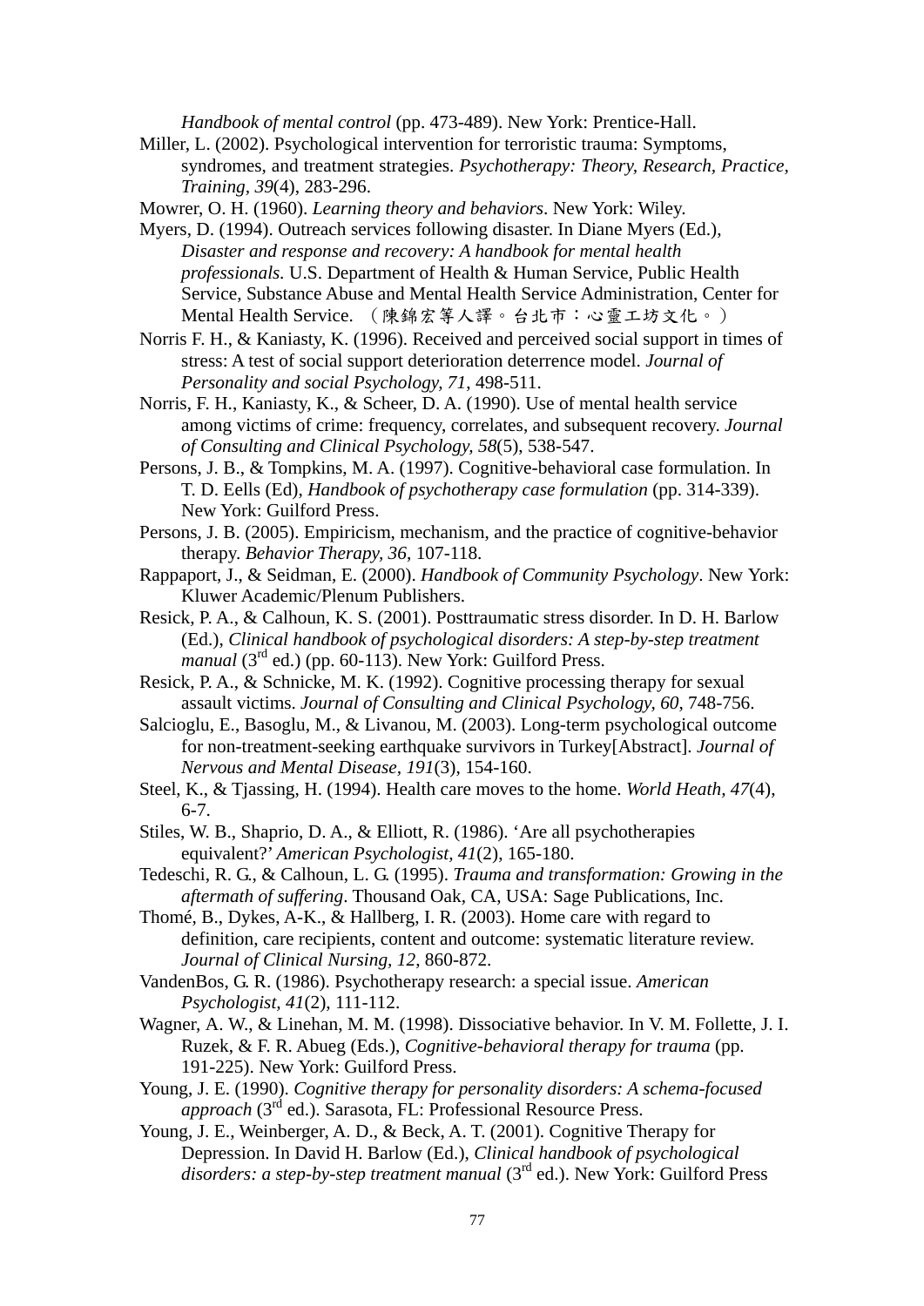*Handbook of mental control* (pp. 473-489). New York: Prentice-Hall.

Miller, L. (2002). Psychological intervention for terroristic trauma: Symptoms, syndromes, and treatment strategies. *Psychotherapy: Theory, Research, Practice, Training*, *39*(4), 283-296.

Mowrer, O. H. (1960). *Learning theory and behaviors*. New York: Wiley.

Myers, D. (1994). Outreach services following disaster. In Diane Myers (Ed.), *Disaster and response and recovery: A handbook for mental health professionals*. U.S. Department of Health & Human Service, Public Health Service, Substance Abuse and Mental Health Service Administration, Center for Mental Health Service. （陳錦宏等人譯。台北市：心靈工坊文化。）

Norris F. H., & Kaniasty, K. (1996). Received and perceived social support in times of stress: A test of social support deterioration deterrence model. *Journal of Personality and social Psychology, 71*, 498-511.

Norris, F. H., Kaniasty, K., & Scheer, D. A. (1990). Use of mental health service among victims of crime: frequency, correlates, and subsequent recovery. *Journal of Consulting and Clinical Psychology, 58*(5), 538-547.

Persons, J. B., & Tompkins, M. A. (1997). Cognitive-behavioral case formulation. In T. D. Eells (Ed), *Handbook of psychotherapy case formulation* (pp. 314-339). New York: Guilford Press.

Persons, J. B. (2005). Empiricism, mechanism, and the practice of cognitive-behavior therapy. *Behavior Therapy, 36*, 107-118.

Rappaport, J., & Seidman, E. (2000). *Handbook of Community Psychology*. New York: Kluwer Academic/Plenum Publishers.

Resick, P. A., & Calhoun, K. S. (2001). Posttraumatic stress disorder. In D. H. Barlow (Ed.), *Clinical handbook of psychological disorders: A step-by-step treatment manual* (3rd ed.) (pp. 60-113). New York: Guilford Press.

Resick, P. A., & Schnicke, M. K. (1992). Cognitive processing therapy for sexual assault victims. *Journal of Consulting and Clinical Psychology, 60*, 748-756.

Salcioglu, E., Basoglu, M., & Livanou, M. (2003). Long-term psychological outcome for non-treatment-seeking earthquake survivors in Turkey[Abstract]. *Journal of Nervous and Mental Disease, 191*(3), 154-160.

Steel, K., & Tjassing, H. (1994). Health care moves to the home. *World Heath, 47*(4), 6-7.

Stiles, W. B., Shaprio, D. A., & Elliott, R. (1986). 'Are all psychotherapies equivalent?' *American Psychologist, 41*(2), 165-180.

Tedeschi, R. G., & Calhoun, L. G. (1995). *Trauma and transformation: Growing in the aftermath of suffering*. Thousand Oak, CA, USA: Sage Publications, Inc.

Thomé, B., Dykes, A-K., & Hallberg, I. R. (2003). Home care with regard to definition, care recipients, content and outcome: systematic literature review. *Journal of Clinical Nursing, 12*, 860-872.

VandenBos, G. R. (1986). Psychotherapy research: a special issue. *American Psychologist, 41*(2), 111-112.

Wagner, A. W., & Linehan, M. M. (1998). Dissociative behavior. In V. M. Follette, J. I. Ruzek, & F. R. Abueg (Eds.), *Cognitive-behavioral therapy for trauma* (pp. 191-225). New York: Guilford Press.

Young, J. E. (1990). *Cognitive therapy for personality disorders: A schema-focused approach* (3rd ed.). Sarasota, FL: Professional Resource Press.

Young, J. E., Weinberger, A. D., & Beck, A. T. (2001). Cognitive Therapy for Depression. In David H. Barlow (Ed.), *Clinical handbook of psychological disorders: a step-by-step treatment manual* (3rd ed.). New York: Guilford Press